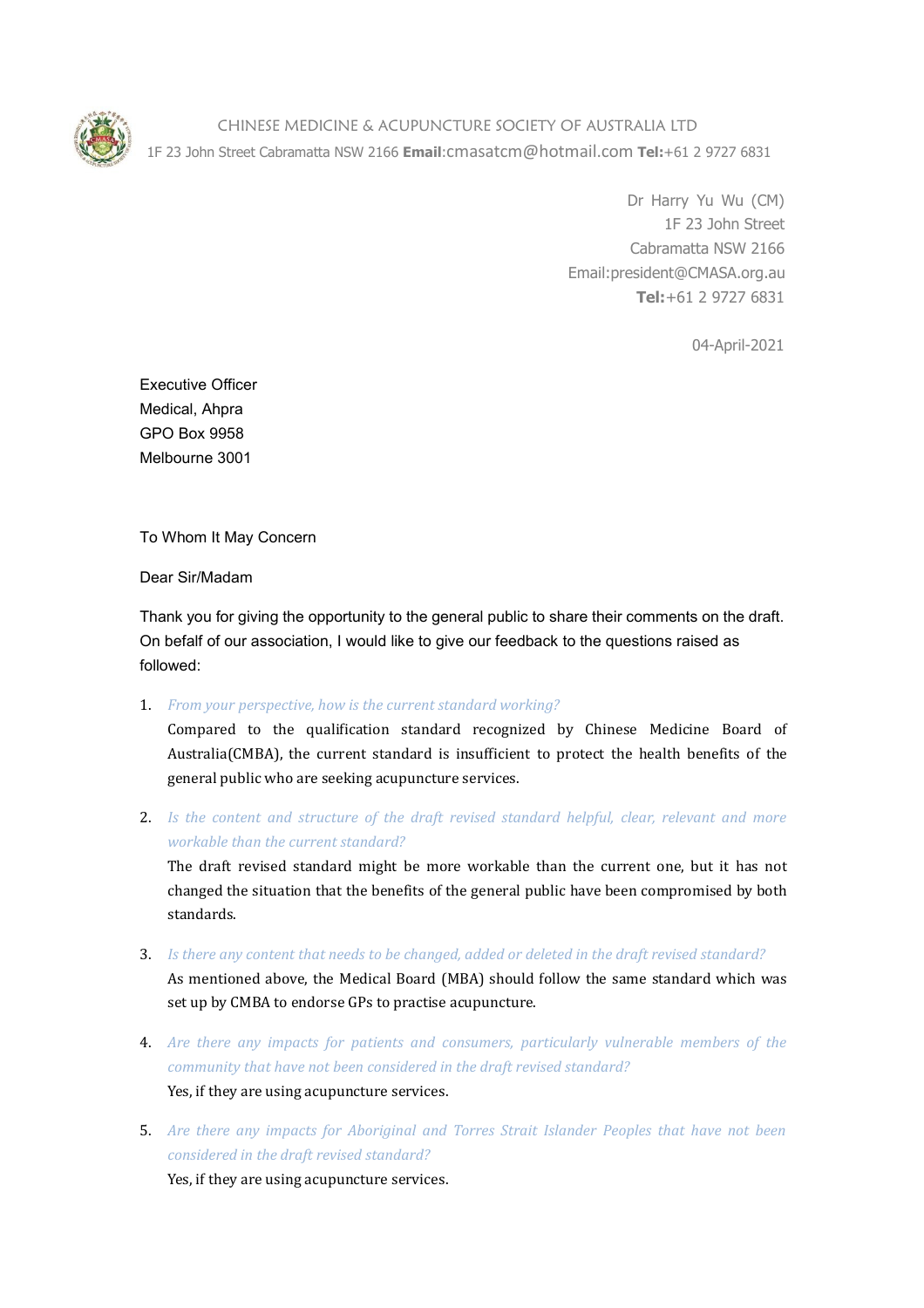CHINESE MEDICINE & ACUPUNCTURE SOCIETY OF AUSTRALIA LTD

1F 23 John Street Cabramatta NSW 2166 **Email**:cmasatcm@hotmail.com **Tel:**+61 2 9727 6831

Dr Harry Yu Wu (CM)
1F 23 John Street
Cabramatta NSW 2166
Email:president@CMASA.org.au
**Tel:**+61 2 9727 6831

04-April-2021

Executive Officer
Medical, Ahpra
GPO Box 9958
Melbourne 3001

To Whom It May Concern

Dear Sir/Madam

Thank you for giving the opportunity to the general public to share their comments on the draft. On befalf of our association, I would like to give our feedback to the questions raised as followed:

1. *From your perspective, how is the current standard working?*
   Compared to the qualification standard recognized by Chinese Medicine Board of Australia(CMBA), the current standard is insufficient to protect the health benefits of the general public who are seeking acupuncture services.

2. *Is the content and structure of the draft revised standard helpful, clear, relevant and more workable than the current standard?*
   The draft revised standard might be more workable than the current one, but it has not changed the situation that the benefits of the general public have been compromised by both standards.

3. *Is there any content that needs to be changed, added or deleted in the draft revised standard?*
   As mentioned above, the Medical Board (MBA) should follow the same standard which was set up by CMBA to endorse GPs to practise acupuncture.

4. *Are there any impacts for patients and consumers, particularly vulnerable members of the community that have not been considered in the draft revised standard?*
   Yes, if they are using acupuncture services.

5. *Are there any impacts for Aboriginal and Torres Strait Islander Peoples that have not been considered in the draft revised standard?*
   Yes, if they are using acupuncture services.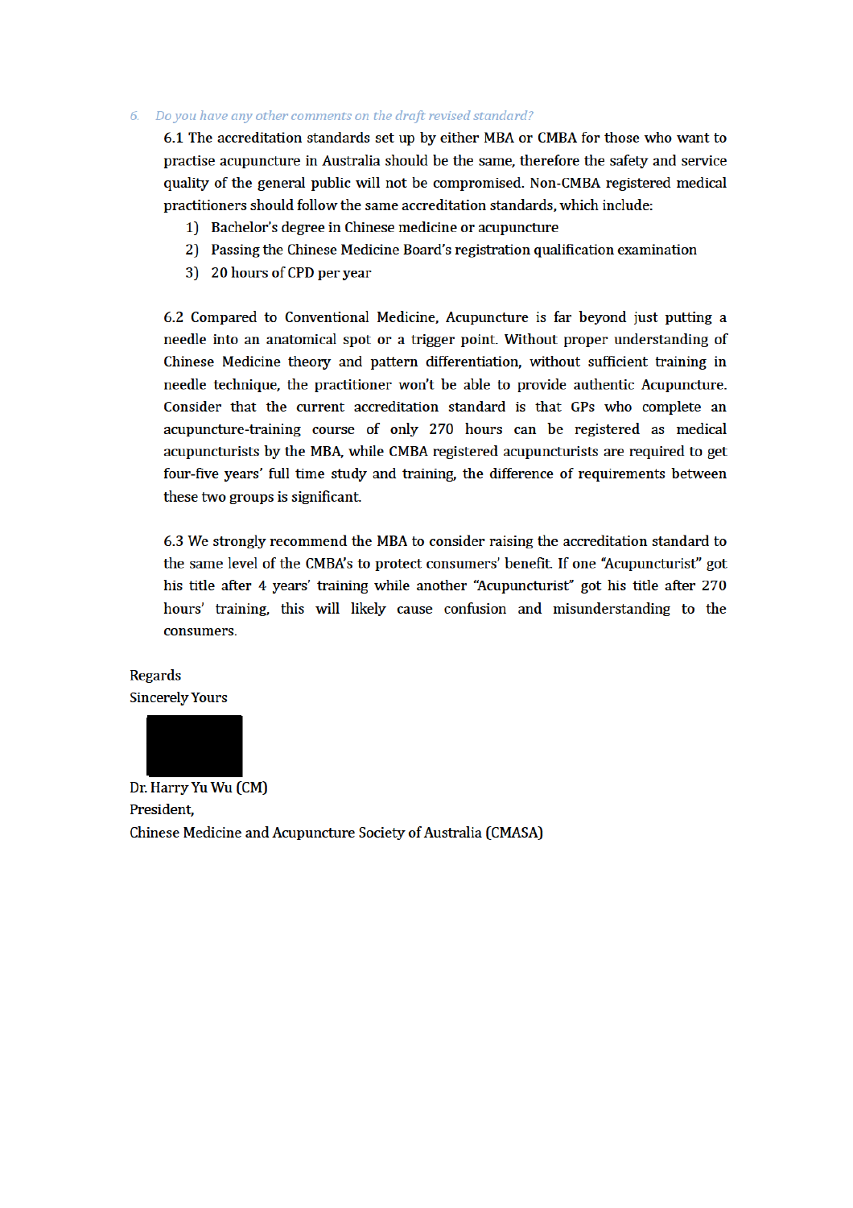6. *Do you have any other comments on the draft revised standard?*

6.1 The accreditation standards set up by either MBA or CMBA for those who want to practise acupuncture in Australia should be the same, therefore the safety and service quality of the general public will not be compromised. Non-CMBA registered medical practitioners should follow the same accreditation standards, which include:

1) Bachelor's degree in Chinese medicine or acupuncture
2) Passing the Chinese Medicine Board's registration qualification examination
3) 20 hours of CPD per year

6.2 Compared to Conventional Medicine, Acupuncture is far beyond just putting a needle into an anatomical spot or a trigger point. Without proper understanding of Chinese Medicine theory and pattern differentiation, without sufficient training in needle technique, the practitioner won't be able to provide authentic Acupuncture. Consider that the current accreditation standard is that GPs who complete an acupuncture-training course of only 270 hours can be registered as medical acupuncturists by the MBA, while CMBA registered acupuncturists are required to get four-five years' full time study and training, the difference of requirements between these two groups is significant.

6.3 We strongly recommend the MBA to consider raising the accreditation standard to the same level of the CMBA's to protect consumers' benefit. If one "Acupuncturist" got his title after 4 years' training while another "Acupuncturist" got his title after 270 hours' training, this will likely cause confusion and misunderstanding to the consumers.

Regards
Sincerely Yours

Dr. Harry Yu Wu (CM)
President,
Chinese Medicine and Acupuncture Society of Australia (CMASA)